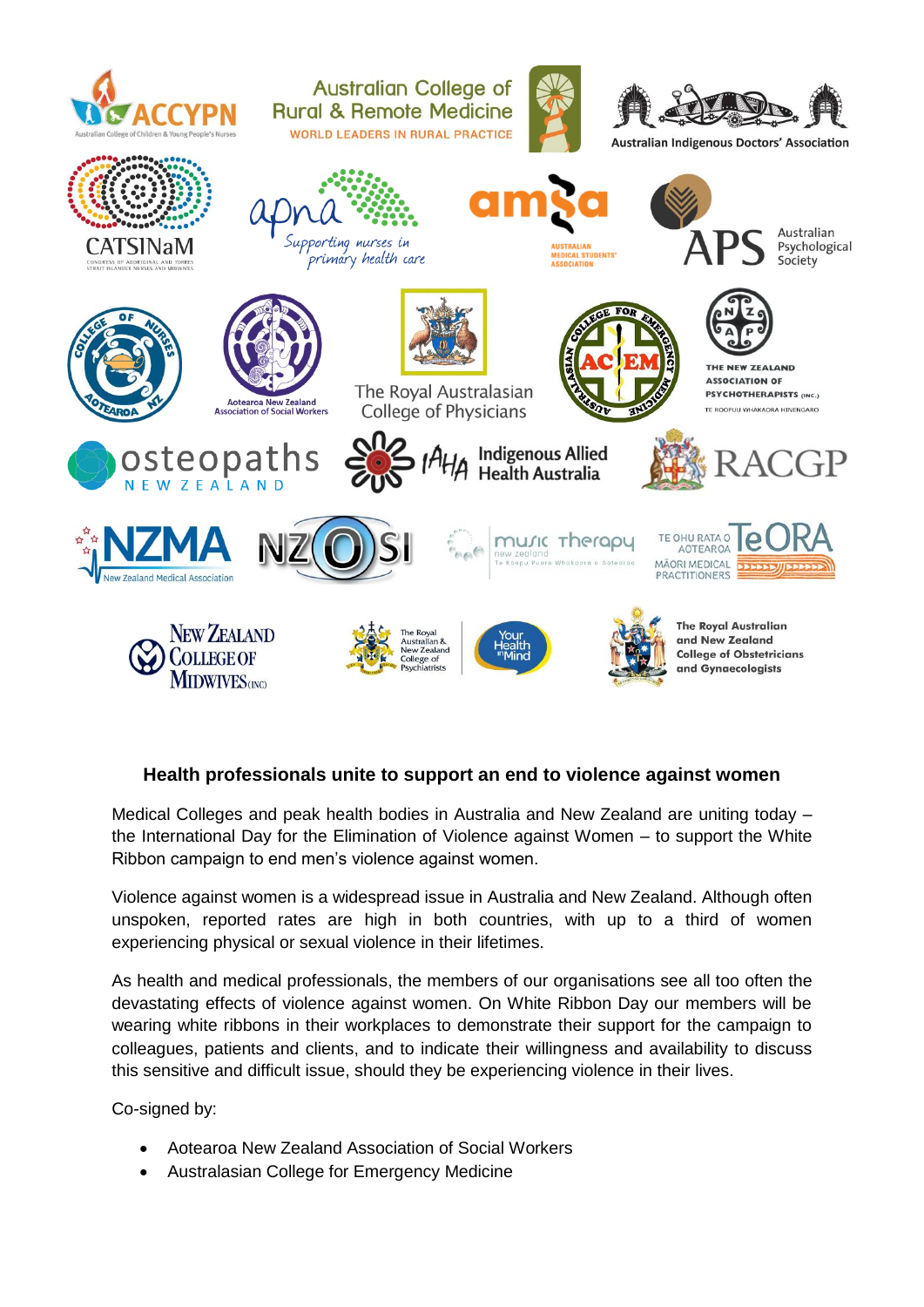## Health professionals unite to support an end to violence against women

Medical Colleges and peak health bodies in Australia and New Zealand are uniting today – the International Day for the Elimination of Violence against Women – to support the White Ribbon campaign to end men's violence against women.

Violence against women is a widespread issue in Australia and New Zealand. Although often unspoken, reported rates are high in both countries, with up to a third of women experiencing physical or sexual violence in their lifetimes.

As health and medical professionals, the members of our organisations see all too often the devastating effects of violence against women. On White Ribbon Day our members will be wearing white ribbons in their workplaces to demonstrate their support for the campaign to colleagues, patients and clients, and to indicate their willingness and availability to discuss this sensitive and difficult issue, should they be experiencing violence in their lives.

Co-signed by:

- Aotearoa New Zealand Association of Social Workers
- Australasian College for Emergency Medicine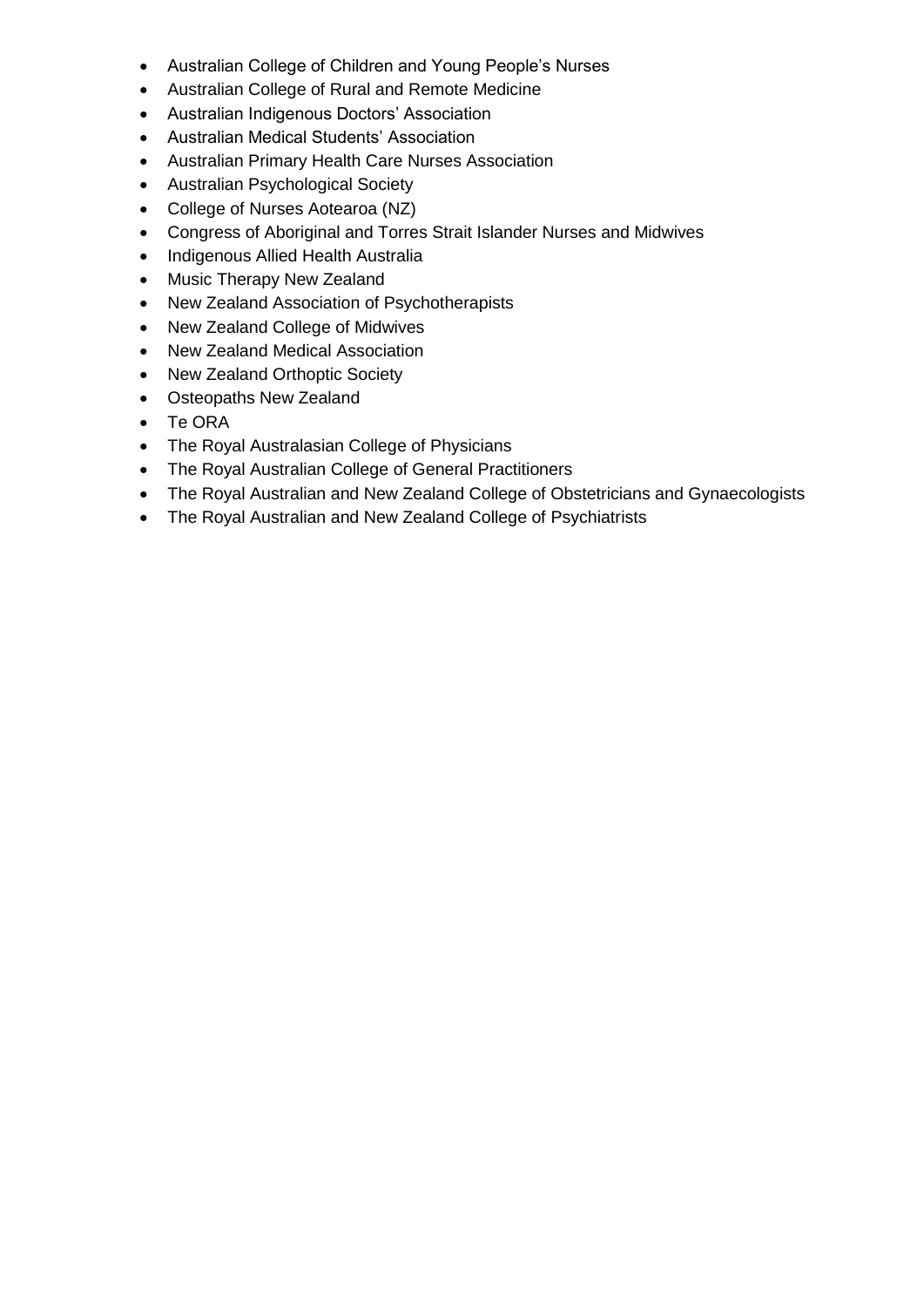- Australian College of Children and Young People's Nurses
- Australian College of Rural and Remote Medicine
- Australian Indigenous Doctors' Association
- Australian Medical Students' Association
- Australian Primary Health Care Nurses Association
- Australian Psychological Society
- College of Nurses Aotearoa (NZ)
- Congress of Aboriginal and Torres Strait Islander Nurses and Midwives
- Indigenous Allied Health Australia
- Music Therapy New Zealand
- New Zealand Association of Psychotherapists
- New Zealand College of Midwives
- New Zealand Medical Association
- New Zealand Orthoptic Society
- Osteopaths New Zealand
- Te ORA
- The Royal Australasian College of Physicians
- The Royal Australian College of General Practitioners
- The Royal Australian and New Zealand College of Obstetricians and Gynaecologists
- The Royal Australian and New Zealand College of Psychiatrists